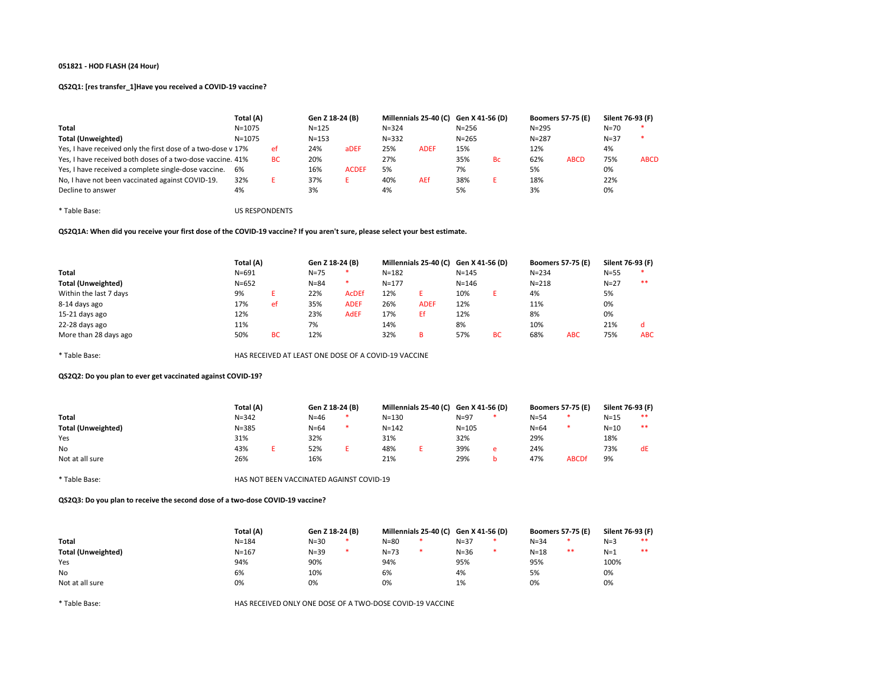**051821 - HOD FLASH (24 Hour)**

**QS2Q1: [res transfer_1]Have you received a COVID-19 vaccine?**

| | Total (A) | | Gen Z 18-24 (B) | | Millennials 25-40 (C) | | Gen X 41-56 (D) | | Boomers 57-75 (E) | | Silent 76-93 (F) | |
|---|---|---|---|---|---|---|---|---|---|---|---|---|
| **Total** | N=1075 | | N=125 | | N=324 | | N=256 | | N=295 | | N=70 | * |
| **Total (Unweighted)** | N=1075 | | N=153 | | N=332 | | N=265 | | N=287 | | N=37 | * |
| Yes, I have received only the first dose of a two-dose v | 17% | ef | 24% | aDEF | 25% | ADEF | 15% | | 12% | | 4% | |
| Yes, I have received both doses of a two-dose vaccine. | 41% | BC | 20% | | 27% | | 35% | Bc | 62% | ABCD | 75% | ABCD |
| Yes, I have received a complete single-dose vaccine. | 6% | | 16% | ACDEF | 5% | | 7% | | 5% | | 0% | |
| No, I have not been vaccinated against COVID-19. | 32% | E | 37% | E | 40% | AEf | 38% | E | 18% | | 22% | |
| Decline to answer | 4% | | 3% | | 4% | | 5% | | 3% | | 0% | |

* Table Base: US RESPONDENTS

**QS2Q1A: When did you receive your first dose of the COVID-19 vaccine? If you aren't sure, please select your best estimate.**

| | Total (A) | | Gen Z 18-24 (B) | | Millennials 25-40 (C) | | Gen X 41-56 (D) | | Boomers 57-75 (E) | | Silent 76-93 (F) | |
|---|---|---|---|---|---|---|---|---|---|---|---|---|
| **Total** | N=691 | | N=75 | * | N=182 | | N=145 | | N=234 | | N=55 | * |
| **Total (Unweighted)** | N=652 | | N=84 | * | N=177 | | N=146 | | N=218 | | N=27 | ** |
| Within the last 7 days | 9% | E | 22% | AcDEf | 12% | E | 10% | E | 4% | | 5% | |
| 8-14 days ago | 17% | ef | 35% | ADEF | 26% | ADEF | 12% | | 11% | | 0% | |
| 15-21 days ago | 12% | | 23% | AdEF | 17% | Ef | 12% | | 8% | | 0% | |
| 22-28 days ago | 11% | | 7% | | 14% | | 8% | | 10% | | 21% | d |
| More than 28 days ago | 50% | BC | 12% | | 32% | B | 57% | BC | 68% | ABC | 75% | ABC |

* Table Base: HAS RECEIVED AT LEAST ONE DOSE OF A COVID-19 VACCINE

**QS2Q2: Do you plan to ever get vaccinated against COVID-19?**

| | Total (A) | | Gen Z 18-24 (B) | | Millennials 25-40 (C) | | Gen X 41-56 (D) | | Boomers 57-75 (E) | | Silent 76-93 (F) | |
|---|---|---|---|---|---|---|---|---|---|---|---|---|
| **Total** | N=342 | | N=46 | * | N=130 | | N=97 | * | N=54 | * | N=15 | ** |
| **Total (Unweighted)** | N=385 | | N=64 | * | N=142 | | N=105 | | N=64 | * | N=10 | ** |
| Yes | 31% | | 32% | | 31% | | 32% | | 29% | | 18% | |
| No | 43% | E | 52% | E | 48% | E | 39% | e | 24% | | 73% | dE |
| Not at all sure | 26% | | 16% | | 21% | | 29% | b | 47% | ABCDf | 9% | |

* Table Base: HAS NOT BEEN VACCINATED AGAINST COVID-19

**QS2Q3: Do you plan to receive the second dose of a two-dose COVID-19 vaccine?**

| | Total (A) | | Gen Z 18-24 (B) | | Millennials 25-40 (C) | | Gen X 41-56 (D) | | Boomers 57-75 (E) | | Silent 76-93 (F) | |
|---|---|---|---|---|---|---|---|---|---|---|---|---|
| **Total** | N=184 | | N=30 | * | N=80 | * | N=37 | * | N=34 | * | N=3 | ** |
| **Total (Unweighted)** | N=167 | | N=39 | * | N=73 | * | N=36 | * | N=18 | ** | N=1 | ** |
| Yes | 94% | | 90% | | 94% | | 95% | | 95% | | 100% | |
| No | 6% | | 10% | | 6% | | 4% | | 5% | | 0% | |
| Not at all sure | 0% | | 0% | | 0% | | 1% | | 0% | | 0% | |

* Table Base: HAS RECEIVED ONLY ONE DOSE OF A TWO-DOSE COVID-19 VACCINE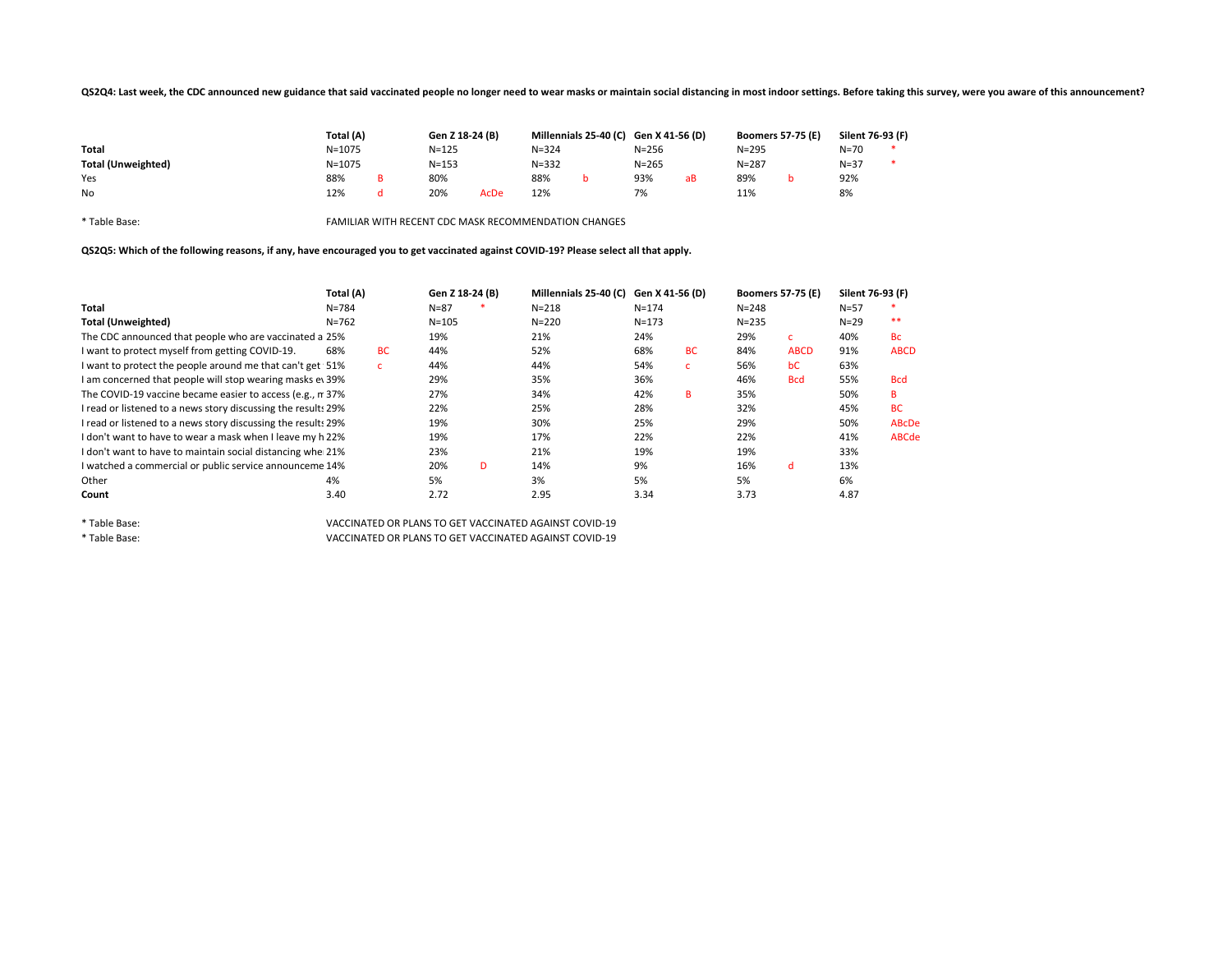**QS2Q4: Last week, the CDC announced new guidance that said vaccinated people no longer need to wear masks or maintain social distancing in most indoor settings. Before taking this survey, were you aware of this announcement?**

| | Total (A) | | Gen Z 18-24 (B) | | Millennials 25-40 (C) | | Gen X 41-56 (D) | | Boomers 57-75 (E) | | Silent 76-93 (F) | |
|---|---|---|---|---|---|---|---|---|---|---|---|---|
| **Total** | N=1075 | | N=125 | | N=324 | | N=256 | | N=295 | | N=70 | * |
| **Total (Unweighted)** | N=1075 | | N=153 | | N=332 | | N=265 | | N=287 | | N=37 | * |
| Yes | 88% | B | 80% | | 88% | b | 93% | aB | 89% | b | 92% | |
| No | 12% | d | 20% | AcDe | 12% | | 7% | | 11% | | 8% | |

* Table Base: FAMILIAR WITH RECENT CDC MASK RECOMMENDATION CHANGES

**QS2Q5: Which of the following reasons, if any, have encouraged you to get vaccinated against COVID-19? Please select all that apply.**

| | Total (A) | | Gen Z 18-24 (B) | | Millennials 25-40 (C) | | Gen X 41-56 (D) | | Boomers 57-75 (E) | | Silent 76-93 (F) | |
|---|---|---|---|---|---|---|---|---|---|---|---|---|
| **Total** | N=784 | | N=87 | * | N=218 | | N=174 | | N=248 | | N=57 | * |
| **Total (Unweighted)** | N=762 | | N=105 | | N=220 | | N=173 | | N=235 | | N=29 | ** |
| The CDC announced that people who are vaccinated a | 25% | | 19% | | 21% | | 24% | | 29% | c | 40% | Bc |
| I want to protect myself from getting COVID-19. | 68% | BC | 44% | | 52% | | 68% | BC | 84% | ABCD | 91% | ABCD |
| I want to protect the people around me that can't get | 51% | c | 44% | | 44% | | 54% | c | 56% | bC | 63% | |
| I am concerned that people will stop wearing masks ev | 39% | | 29% | | 35% | | 36% | | 46% | Bcd | 55% | Bcd |
| The COVID-19 vaccine became easier to access (e.g., m | 37% | | 27% | | 34% | | 42% | B | 35% | | 50% | B |
| I read or listened to a news story discussing the results | 29% | | 22% | | 25% | | 28% | | 32% | | 45% | BC |
| I read or listened to a news story discussing the results | 29% | | 19% | | 30% | | 25% | | 29% | | 50% | ABcDe |
| I don't want to have to wear a mask when I leave my h | 22% | | 19% | | 17% | | 22% | | 22% | | 41% | ABCde |
| I don't want to have to maintain social distancing whe | 21% | | 23% | | 21% | | 19% | | 19% | | 33% | |
| I watched a commercial or public service announceme | 14% | | 20% | D | 14% | | 9% | | 16% | d | 13% | |
| Other | 4% | | 5% | | 3% | | 5% | | 5% | | 6% | |
| **Count** | 3.40 | | 2.72 | | 2.95 | | 3.34 | | 3.73 | | 4.87 | |

* Table Base: VACCINATED OR PLANS TO GET VACCINATED AGAINST COVID-19

* Table Base: VACCINATED OR PLANS TO GET VACCINATED AGAINST COVID-19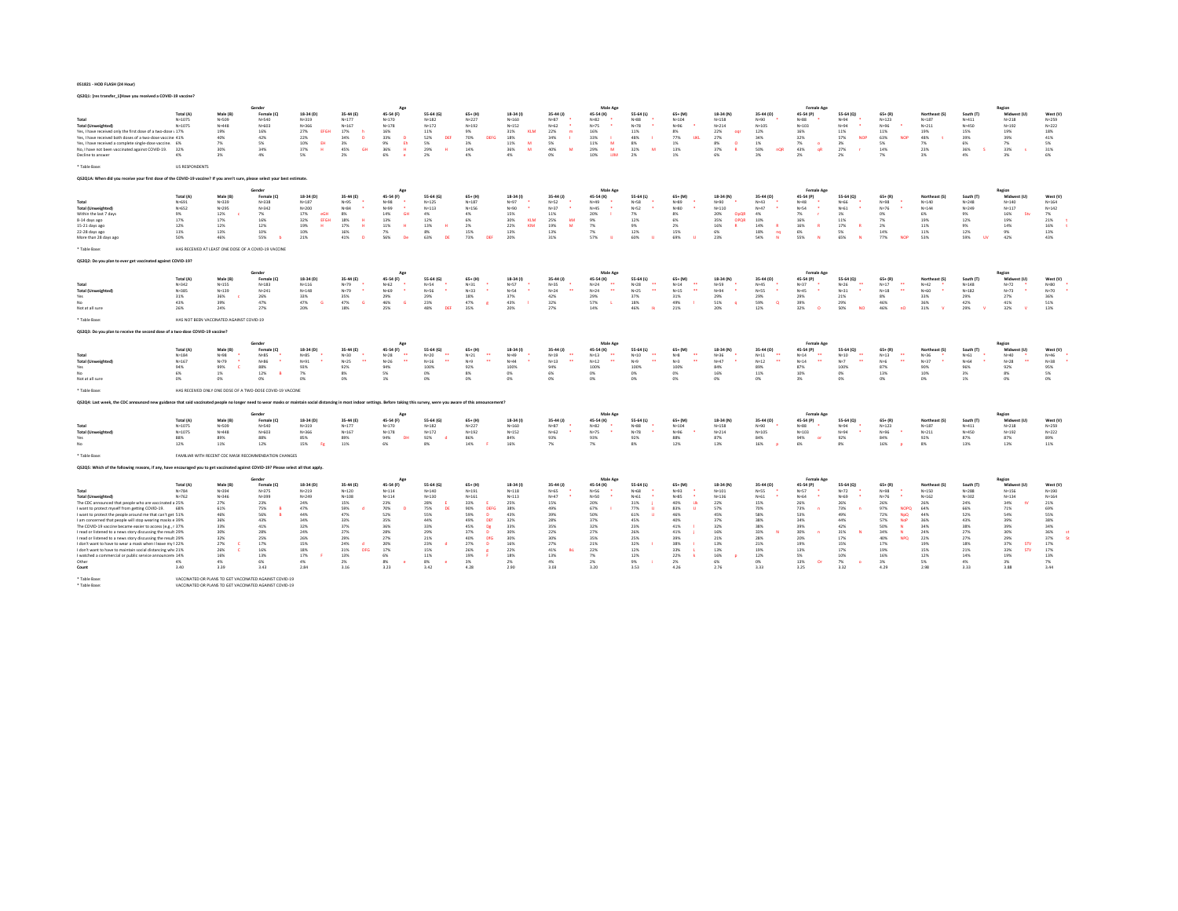051821 - HOD FLASH (24 Hour)

**QS2Q1: [res transfer_1]Have you received a COVID-19 vaccine?**

| | Total (A) | Male (B) | Female (C) | 18-34 (D) | 35-44 (E) | 45-54 (F) | 55-64 (G) | 65+ (H) | 18-34 (I) | 35-44 (J) | 45-54 (K) | 55-64 (L) | 65+ (M) | 18-34 (N) | 35-44 (O) | 45-54 (P) | 55-64 (Q) | 65+ (R) | Northeast (S) | South (T) | Midwest (U) | West (V) |
|---|---|---|---|---|---|---|---|---|---|---|---|---|---|---|---|---|---|---|---|---|---|---|
| | | Gender | | Age | | | | | Male Age | | | | | Female Age | | | | | Region | | | |
| Total | N=1075 | N=509 | N=540 | N=319 | N=177 | N=170 | N=182 | N=227 | N=160 | N=87 * | N=82 * | N=88 * | N=104 | N=158 | N=90 * | N=88 * | N=94 * | N=123 | N=187 | N=411 | N=218 | N=259 |
| Total (Unweighted) | N=1075 | N=448 | N=603 | N=366 | N=167 | N=178 | N=172 | N=192 | N=152 | N=62 * | N=75 * | N=78 * | N=96 * | N=214 | N=105 | N=103 | N=94 * | N=96 * | N=211 | N=450 | N=192 | N=222 |
| Yes, I have received only the first dose of a two-dose v | 17% | 19% | 16% | 27% EFGH | 17% h | 16% | 11% | 9% | 31% KLM | 22% m | 16% | 11% | 8% | 22% pqr | 12% | 16% | 11% | 11% | 19% | 15% | 19% | 18% |
| Yes, I have received both doses of a two-dose vaccine | 41% | 40% | 42% | 22% | 34% D | 33% D | 52% DEF | 70% DEFG | 18% | 34% I | 33% I | 48% I | 77% IJKL | 27% | 34% | 32% | 57% NOP | 63% NOP | 48% t | 39% | 39% | 41% |
| Yes, I have received a complete single-dose vaccine. | 6% | 7% | 5% | 10% EH | 3% | 9% Eh | 5% | 3% | 11% M | 5% | 11% M | 8% | 1% | 8% O | 1% | 7% o | 3% | 5% | 7% | 6% | 7% | 5% |
| No, I have not been vaccinated against COVID-19. | 32% | 30% | 34% | 37% H | 45% GH | 36% H | 29% H | 14% | 36% M | 40% M | 29% M | 32% M | 13% | 37% R | 50% nQR | 43% qR | 27% r | 14% | 23% | 36% S | 33% s | 31% |
| Decline to answer | 4% | 3% | 4% | 5% | 2% | 6% e | 2% | 4% | 4% | 0% | 10% IJM | 2% | 1% | 6% | 3% | 2% | 2% | 7% | 3% | 4% | 3% | 6% |

* Table Base: US RESPONDENTS

**QS2Q1A: When did you receive your first dose of the COVID-19 vaccine? If you aren't sure, please select your best estimate.**

| | Total (A) | Male (B) | Female (C) | 18-34 (D) | 35-44 (E) | 45-54 (F) | 55-64 (G) | 65+ (H) | 18-34 (I) | 35-44 (J) | 45-54 (K) | 55-64 (L) | 65+ (M) | 18-34 (N) | 35-44 (O) | 45-54 (P) | 55-64 (Q) | 65+ (R) | Northeast (S) | South (T) | Midwest (U) | West (V) |
|---|---|---|---|---|---|---|---|---|---|---|---|---|---|---|---|---|---|---|---|---|---|---|
| | | Gender | | Age | | | | | Male Age | | | | | Female Age | | | | | Region | | | |
| Total | N=691 | N=339 | N=338 | N=187 | N=95 * | N=98 * | N=125 | N=187 | N=97 * | N=52 * | N=49 * | N=58 * | N=89 * | N=90 * | N=43 * | N=48 * | N=66 * | N=98 * | N=140 | N=248 | N=140 | N=164 |
| Total (Unweighted) | N=652 | N=295 | N=342 | N=200 | N=84 * | N=99 * | N=113 | N=156 | N=90 * | N=37 * | N=45 * | N=52 * | N=80 * | N=110 | N=47 * | N=54 * | N=61 * | N=76 * | N=144 | N=249 | N=117 | N=142 |
| Within the last 7 days | 9% | 12% c | 7% | 17% eGH | 8% | 14% GH | 4% | 4% | 15% | 11% | 20% l | 7% | 8% | 20% OpQR | 4% | 7% r | 0% | 0% | 6% | 9% | 16% Stv | 7% |
| 8-14 days ago | 17% | 17% | 16% | 32% EFGH | 18% H | 13% | 12% | 6% | 30% KLM | 25% kM | 9% | 12% | 6% | 35% OPQR | 10% | 16% | 11% | 7% | 19% | 12% | 19% | 21% t |
| 15-21 days ago | 12% | 12% | 12% | 19% H | 17% H | 11% H | 13% H | 2% | 22% KM | 19% M | 7% | 9% | 2% | 16% R | 14% R | 16% R | 17% R | 2% | 11% | 9% | 14% | 16% t |
| 22-28 days ago | 11% | 13% | 10% | 10% | 16% | 7% | 8% | 15% | 13% | 13% | 7% | 12% | 15% | 6% | 18% nq | 6% | 5% | 14% | 11% | 12% | 9% | 13% |
| More than 28 days ago | 50% | 46% | 55% b | 21% | 41% D | 56% De | 63% DE | 73% DEF | 20% | 31% | 57% IJ | 60% IJ | 69% IJ | 23% | 54% N | 55% N | 65% N | 77% NOP | 53% | 59% UV | 42% | 43% |

* Table Base: HAS RECEIVED AT LEAST ONE DOSE OF A COVID-19 VACCINE

**QS2Q2: Do you plan to ever get vaccinated against COVID-19?**

| | Total (A) | Male (B) | Female (C) | 18-34 (D) | 35-44 (E) | 45-54 (F) | 55-64 (G) | 65+ (H) | 18-34 (I) | 35-44 (J) | 45-54 (K) | 55-64 (L) | 65+ (M) | 18-34 (N) | 35-44 (O) | 45-54 (P) | 55-64 (Q) | 65+ (R) | Northeast (S) | South (T) | Midwest (U) | West (V) |
|---|---|---|---|---|---|---|---|---|---|---|---|---|---|---|---|---|---|---|---|---|---|---|
| | | Gender | | Age | | | | | Male Age | | | | | Female Age | | | | | Region | | | |
| Total | N=342 | N=155 | N=183 | N=116 | N=79 * | N=62 * | N=54 * | N=31 * | N=57 * | N=35 * | N=24 ** | N=28 ** | N=14 ** | N=59 * | N=45 * | N=37 * | N=26 ** | N=17 ** | N=42 * | N=148 | N=72 * | N=80 * |
| Total (Unweighted) | N=385 | N=139 | N=241 | N=148 | N=79 * | N=69 * | N=56 * | N=33 * | N=54 * | N=24 ** | N=24 ** | N=25 ** | N=15 ** | N=94 * | N=55 * | N=45 * | N=31 * | N=18 ** | N=60 * | N=182 | N=73 * | N=70 * |
| Yes | 31% | 36% c | 26% | 33% | 35% | 29% | 29% | 18% | 37% | 42% | 29% | 37% | 31% | 29% | 29% | 29% | 21% | 8% | 33% | 29% | 27% | 36% |
| No | 43% | 39% | 47% | 47% G | 47% G | 46% G | 23% | 47% g | 43% | 32% | 57% L | 18% | 49% l | 51% q | 59% Q | 39% | 29% | 46% | 36% | 42% | 41% | 51% |
| Not at all sure | 26% | 24% | 27% | 20% | 18% | 25% | 48% DEF | 35% | 20% | 27% | 14% | 46% Ik | 21% | 20% | 12% | 32% O | 50% NO | 46% nO | 31% V | 29% V | 32% V | 13% |

* Table Base: HAS NOT BEEN VACCINATED AGAINST COVID-19

**QS2Q3: Do you plan to receive the second dose of a two-dose COVID-19 vaccine?**

| | Total (A) | Male (B) | Female (C) | 18-34 (D) | 35-44 (E) | 45-54 (F) | 55-64 (G) | 65+ (H) | 18-34 (I) | 35-44 (J) | 45-54 (K) | 55-64 (L) | 65+ (M) | 18-34 (N) | 35-44 (O) | 45-54 (P) | 55-64 (Q) | 65+ (R) | Northeast (S) | South (T) | Midwest (U) | West (V) |
|---|---|---|---|---|---|---|---|---|---|---|---|---|---|---|---|---|---|---|---|---|---|---|
| | | Gender | | Age | | | | | Male Age | | | | | Female Age | | | | | Region | | | |
| Total | N=184 | N=98 * | N=85 * | N=85 * | N=30 * | N=28 ** | N=20 ** | N=21 ** | N=49 * | N=19 ** | N=13 ** | N=10 ** | N=8 ** | N=36 * | N=11 ** | N=14 ** | N=10 ** | N=13 ** | N=36 * | N=61 * | N=40 * | N=46 * |
| Total (Unweighted) | N=167 | N=79 * | N=86 * | N=91 * | N=25 ** | N=26 ** | N=16 ** | N=9 ** | N=44 * | N=13 ** | N=12 ** | N=9 ** | N=1 ** | N=47 * | N=12 ** | N=14 ** | N=7 ** | N=6 ** | N=37 * | N=64 * | N=28 ** | N=38 * |
| Yes | 94% | 99% C | 88% | 93% | 92% | 94% | 100% | 92% | 100% | 94% | 100% | 100% | 100% | 84% | 89% | 87% | 100% | 87% | 90% | 96% | 92% | 95% |
| No | 6% | 1% | 12% B | 7% | 8% | 5% | 0% | 8% | 0% | 6% | 0% | 0% | 0% | 16% | 11% | 10% | 0% | 13% | 10% | 3% | 8% | 5% |
| Not at all sure | 0% | 0% | 0% | 0% | 0% | 1% | 0% | 0% | 0% | 0% | 0% | 0% | 0% | 0% | 0% | 3% | 0% | 0% | 0% | 1% | 0% | 0% |

* Table Base: HAS RECEIVED ONLY ONE DOSE OF A TWO-DOSE COVID-19 VACCINE

**QS2Q4: Last week, the CDC announced new guidance that said vaccinated people no longer need to wear masks or maintain social distancing in most indoor settings. Before taking this survey, were you aware of this announcement?**

| | Total (A) | Male (B) | Female (C) | 18-34 (D) | 35-44 (E) | 45-54 (F) | 55-64 (G) | 65+ (H) | 18-34 (I) | 35-44 (J) | 45-54 (K) | 55-64 (L) | 65+ (M) | 18-34 (N) | 35-44 (O) | 45-54 (P) | 55-64 (Q) | 65+ (R) | Northeast (S) | South (T) | Midwest (U) | West (V) |
|---|---|---|---|---|---|---|---|---|---|---|---|---|---|---|---|---|---|---|---|---|---|---|
| | | Gender | | Age | | | | | Male Age | | | | | Female Age | | | | | Region | | | |
| Total | N=1075 | N=509 | N=540 | N=319 | N=177 | N=170 | N=182 | N=227 | N=160 | N=87 * | N=82 * | N=88 * | N=104 | N=158 | N=90 * | N=88 * | N=94 * | N=123 | N=187 | N=411 | N=218 | N=259 |
| Total (Unweighted) | N=1075 | N=448 | N=603 | N=366 | N=167 | N=178 | N=172 | N=192 | N=152 | N=62 * | N=75 * | N=78 * | N=96 * | N=214 | N=105 | N=103 | N=94 * | N=96 * | N=211 | N=450 | N=192 | N=222 |
| Yes | 88% | 89% | 88% | 85% | 89% | 94% DH | 92% d | 86% | 84% | 93% | 93% | 92% | 88% | 87% | 84% | 94% or | 92% | 84% | 92% | 87% | 87% | 89% |
| No | 12% | 11% | 12% | 15% Fg | 11% | 6% | 8% | 14% F | 16% | 7% | 7% | 8% | 12% | 13% | 16% p | 6% | 8% | 16% p | 8% | 13% | 13% | 11% |

* Table Base: FAMILIAR WITH RECENT CDC MASK RECOMMENDATION CHANGES

**QS2Q5: Which of the following reasons, if any, have encouraged you to get vaccinated against COVID-19? Please select all that apply.**

| | Total (A) | Male (B) | Female (C) | 18-34 (D) | 35-44 (E) | 45-54 (F) | 55-64 (G) | 65+ (H) | 18-34 (I) | 35-44 (J) | 45-54 (K) | 55-64 (L) | 65+ (M) | 18-34 (N) | 35-44 (O) | 45-54 (P) | 55-64 (Q) | 65+ (R) | Northeast (S) | South (T) | Midwest (U) | West (V) |
|---|---|---|---|---|---|---|---|---|---|---|---|---|---|---|---|---|---|---|---|---|---|---|
| | | Gender | | Age | | | | | Male Age | | | | | Female Age | | | | | Region | | | |
| Total | N=784 | N=394 | N=375 | N=219 | N=120 | N=114 | N=140 | N=191 | N=118 | N=65 * | N=56 * | N=68 * | N=93 * | N=101 | N=55 * | N=57 * | N=72 * | N=98 * | N=150 | N=288 | N=156 | N=190 |
| Total (Unweighted) | N=762 | N=346 | N=399 | N=249 | N=108 | N=114 | N=130 | N=161 | N=113 | N=47 * | N=50 * | N=61 * | N=85 * | N=136 | N=61 * | N=64 * | N=69 * | N=76 * | N=162 | N=302 | N=134 | N=164 |
| The CDC announced that people who are vaccinated a | 25% | 27% | 23% | 24% | 15% | 23% | 28% E | 33% E | 25% | 15% | 20% | 31% j | 40% iJk | 22% | 15% | 26% | 26% | 26% | 26% | 24% | 34% tv | 21% |
| I want to protect myself from getting COVID-19. | 68% | 61% | 75% B | 47% | 59% d | 70% D | 75% DE | 90% DEFG | 38% | 49% | 67% I | 77% IJ | 83% IJ | 57% | 70% | 73% n | 73% n | 97% NOPQ | 64% | 66% | 71% | 69% |
| I want to protect the people around me that can't get | 51% | 46% | 56% B | 44% | 47% | 52% | 55% | 59% D | 43% | 39% | 50% | 61% iJ | 46% | 45% | 58% | 53% | 49% | 72% NpQ | 44% | 52% | 54% | 55% |
| I am concerned that people will stop wearing masks e | 39% | 36% | 43% | 34% | 33% | 35% | 44% | 49% DEf | 32% | 28% | 37% | 45% | 40% | 37% | 38% | 34% | 44% | 57% NoP | 36% | 43% | 39% | 38% |
| The COVID-19 vaccine became easier to access (e.g., r | 37% | 33% | 41% | 32% | 37% | 36% | 33% | 45% Dg | 33% | 35% | 32% | 23% | 41% l | 32% | 38% | 39% | 42% | 50% N | 38% | 38% | 39% | 34% |
| I read or listened to a news story discussing the result | 29% | 30% | 28% | 24% | 27% | 28% | 29% | 37% D | 30% | 22% | 27% | 26% | 41% j | 16% | 33% N | 30% n | 31% N | 34% N | 24% | 27% | 30% | 36% st |
| I read or listened to a news story discussing the result | 29% | 32% | 25% | 26% | 29% | 27% | 21% | 40% DFG | 30% | 30% | 35% | 25% | 39% | 21% | 28% | 20% | 17% | 40% NPQ | 22% | 27% | 29% | 37% St |
| I don't want to have to wear a mask when I leave my l | 22% | 27% C | 17% | 15% | 24% d | 20% | 23% d | 27% D | 16% | 27% | 21% | 32% i | 38% I | 13% | 21% | 19% | 15% | 17% | 19% | 18% | 37% STV | 17% |
| I don't want to have to maintain social distancing whe | 21% | 26% C | 16% | 18% | 31% DFG | 17% | 15% | 26% g | 22% | 41% IkL | 22% | 12% | 33% l | 13% | 19% | 13% | 17% | 19% | 15% | 21% | 33% STV | 17% |
| I watched a commercial or public service announceme | 14% | 16% | 13% | 17% F | 13% | 6% | 11% | 19% F | 18% | 13% | 7% | 12% | 22% k | 16% p | 12% | 5% | 10% | 16% | 12% | 14% | 19% | 13% |
| Other | 4% | 4% | 6% | 4% | 2% | 8% e | 8% e | 3% | 2% | 4% | 2% | 9% | 2% | 6% | 0% | 13% Or | 7% o | 3% | 5% | 4% | 3% | 7% |
| Count | 3.40 | 3.39 | 3.43 | 2.84 | 3.16 | 3.23 | 3.42 | 4.28 | 2.90 | 3.03 | 3.20 | 3.53 | 4.26 | 2.74 | 3.33 | 3.25 | 3.32 | 4.29 | 2.98 | 3.33 | 3.88 | 3.44 |

* Table Base: VACCINATED OR PLANS TO GET VACCINATED AGAINST COVID-19
* Table Base: VACCINATED OR PLANS TO GET VACCINATED AGAINST COVID-19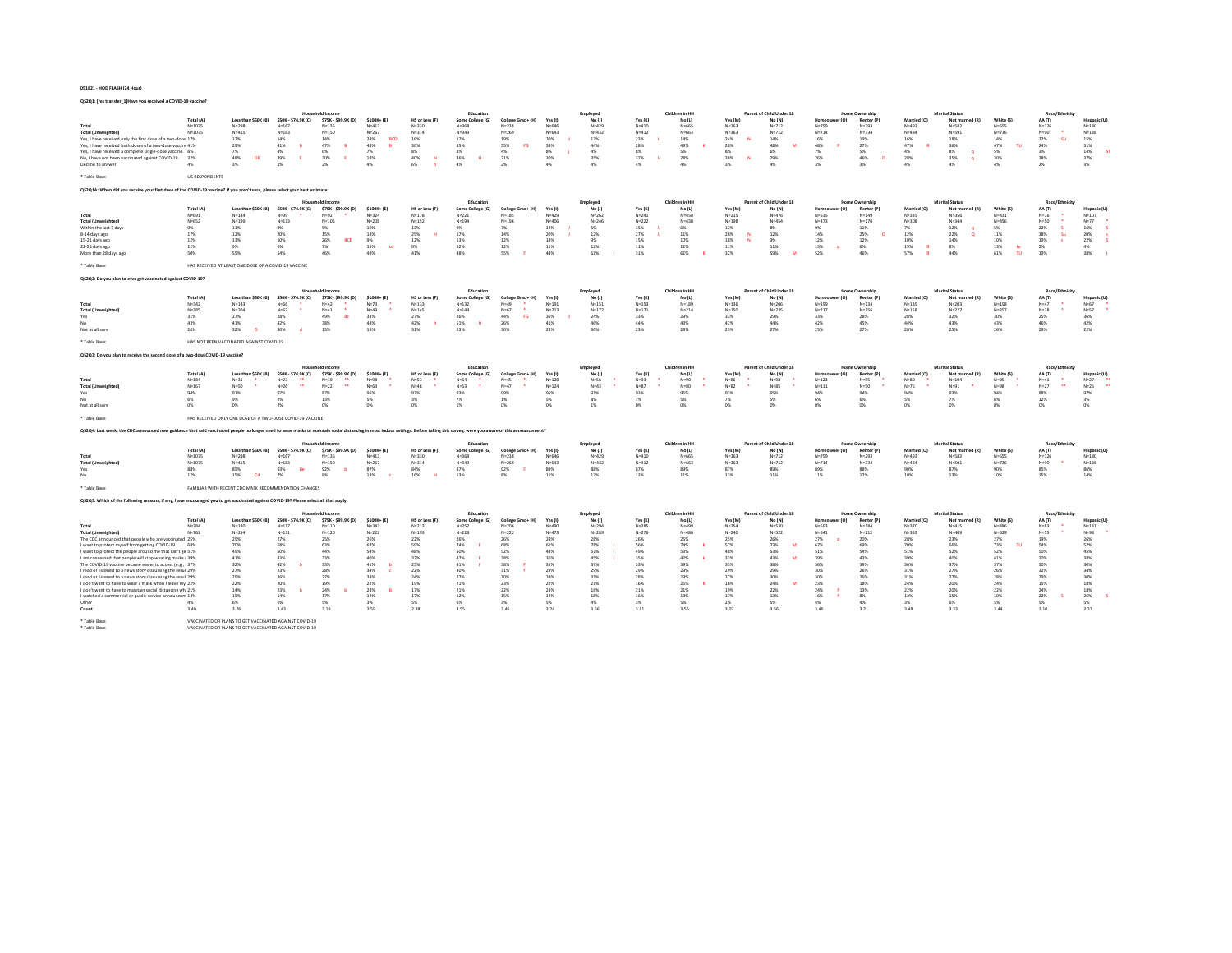**051821 - HOD FLASH (24 Hour)**

**QS2Q1: [res transfer_1]Have you received a COVID-19 vaccine?**

| | | Household Income | | | | Education | | | Employed | | Children in HH | | Parent of Child Under 18 | | Home Ownership | | Marital Status | | Race/Ethnicity | | |
|---|---|---|---|---|---|---|---|---|---|---|---|---|---|---|---|---|---|---|---|---|---|
| | Total (A) | Less than $50K (B) | $50K - $74.9K (C) | $75K - $99.9K (D) | $100K+ (E) | HS or Less (F) | Some College (G) | College Grad+ (H) | Yes (I) | No (J) | Yes (K) | No (L) | Yes (M) | No (N) | Homeowner (O) | Renter (P) | Married (Q) | Not married (R) | White (S) | AA (T) | Hispanic (U) |
| Total | N=1075 | N=298 | N=167 | N=136 | N=413 | N=330 | N=368 | N=238 | N=646 | N=429 | N=410 | N=665 | N=363 | N=712 | N=759 | N=293 | N=493 | N=582 | N=655 | N=136 | N=180 |
| Total (Unweighted) | N=1075 | N=415 | N=183 | N=150 | N=267 | N=314 | N=349 | N=269 | N=643 | N=432 | N=412 | N=663 | N=363 | N=712 | N=714 | N=334 | N=484 | N=591 | N=736 | N=90 * | N=138 |
| Yes, I have received only the first dose of a two-dose | 17% | 12% | 14% | 14% | 24% BCD | 16% | 17% | 19% | 20% J | 13% | 23% L | 14% | 24% N | 14% | 16% | 19% | 16% | 18% | 14% | 32% SU | 15% |
| Yes, I have received both doses of a two-dose vaccin | 41% | 29% | 41% B | 47% B | 48% B | 30% | 35% | 55% FG | 39% | 44% | 28% | 49% K | 28% | 48% M | 48% P | 27% | 47% R | 36% | 47% TU | 24% | 31% |
| Yes, I have received a complete single-dose vaccine. | 6% | 7% | 4% | 6% | 7% | 8% | 8% | 4% | 8% j | 4% | 8% | 5% | 8% | 6% | 7% | 5% | 4% | 8% q | 5% | 3% | 14% ST |
| No, I have not been vaccinated against COVID-19. | 32% | 48% DE | 39% E | 30% E | 18% | 40% H | 36% H | 21% | 30% | 35% | 37% L | 28% | 38% N | 29% | 26% | 46% O | 28% | 35% q | 30% | 38% | 37% |
| Decline to answer | 4% | 3% | 2% | 2% | 4% | 6% h | 4% | 2% | 4% | 4% | 4% | 4% | 3% | 4% | 3% | 3% | 4% | 4% | 4% | 2% | 3% |

* Table Base: US RESPONDENTS

**QS2Q1A: When did you receive your first dose of the COVID-19 vaccine? If you aren't sure, please select your best estimate.**

| | | Household Income | | | | Education | | | Employed | | Children in HH | | Parent of Child Under 18 | | Home Ownership | | Marital Status | | Race/Ethnicity | | |
|---|---|---|---|---|---|---|---|---|---|---|---|---|---|---|---|---|---|---|---|---|---|
| | Total (A) | Less than $50K (B) | $50K - $74.9K (C) | $75K - $99.9K (D) | $100K+ (E) | HS or Less (F) | Some College (G) | College Grad+ (H) | Yes (I) | No (J) | Yes (K) | No (L) | Yes (M) | No (N) | Homeowner (O) | Renter (P) | Married (Q) | Not married (R) | White (S) | AA (T) | Hispanic (U) |
| Total | N=691 | N=144 | N=99 * | N=92 * | N=324 | N=178 | N=221 | N=185 | N=429 | N=262 | N=241 | N=450 | N=215 | N=476 | N=535 | N=149 | N=335 | N=356 | N=431 | N=76 * | N=107 |
| Total (Unweighted) | N=652 | N=199 | N=113 | N=105 | N=208 | N=152 | N=194 | N=196 | N=406 | N=246 | N=222 | N=430 | N=198 | N=454 | N=473 | N=170 | N=308 | N=344 | N=456 | N=50 * | N=77 * |
| Within the last 7 days | 9% | 11% | 9% | 5% | 10% | 13% | 9% | 7% | 12% J | 5% | 15% L | 6% | 12% | 8% | 9% | 11% | 7% | 12% q | 5% | 22% S | 16% S |
| 8-14 days ago | 17% | 12% | 20% | 15% | 18% | 25% H | 17% | 14% | 20% J | 12% | 27% L | 11% | 28% N | 12% | 14% | 25% O | 12% | 22% Q | 11% | 38% Su | 20% s |
| 15-21 days ago | 12% | 13% | 10% | 26% BCE | 9% | 12% | 13% | 12% | 14% | 9% | 15% | 10% | 18% N | 9% | 12% | 12% | 10% | 14% | 10% | 19% s | 22% S |
| 22-28 days ago | 11% | 9% | 6% | 7% | 15% cd | 9% | 12% | 12% | 11% | 12% | 11% | 11% | 11% | 11% | 13% p | 6% | 15% R | 8% | 13% tu | 2% | 4% |
| More than 28 days ago | 50% | 55% | 54% | 46% | 48% | 41% | 48% | 55% F | 44% | 61% I | 31% | 61% K | 32% | 59% M | 52% | 46% | 57% R | 44% | 61% TU | 19% | 38% t |

* Table Base: HAS RECEIVED AT LEAST ONE DOSE OF A COVID-19 VACCINE

**QS2Q2: Do you plan to ever get vaccinated against COVID-19?**

| | | Household Income | | | | Education | | | Employed | | Children in HH | | Parent of Child Under 18 | | Home Ownership | | Marital Status | | Race/Ethnicity | | |
|---|---|---|---|---|---|---|---|---|---|---|---|---|---|---|---|---|---|---|---|---|---|
| | Total (A) | Less than $50K (B) | $50K - $74.9K (C) | $75K - $99.9K (D) | $100K+ (E) | HS or Less (F) | Some College (G) | College Grad+ (H) | Yes (I) | No (J) | Yes (K) | No (L) | Yes (M) | No (N) | Homeowner (O) | Renter (P) | Married (Q) | Not married (R) | White (S) | AA (T) | Hispanic (U) |
| Total | N=342 | N=143 | N=66 * | N=42 * | N=73 * | N=133 | N=132 | N=49 * | N=191 | N=151 | N=153 | N=189 | N=136 | N=206 | N=199 | N=134 | N=139 | N=203 | N=198 | N=47 * | N=67 * |
| Total (Unweighted) | N=385 | N=204 | N=67 * | N=41 * | N=49 * | N=145 | N=144 | N=67 * | N=213 | N=172 | N=171 | N=214 | N=150 | N=235 | N=217 | N=156 | N=158 | N=227 | N=257 | N=38 * | N=57 * |
| Yes | 31% | 27% | 28% | 49% Bc | 33% | 27% | 26% | 44% FG | 36% J | 24% | 33% | 29% | 33% | 29% | 33% | 28% | 28% | 32% | 30% | 25% | 36% |
| No | 43% | 41% | 42% | 38% | 48% | 42% h | 51% H | 26% | 41% | 46% | 44% | 43% | 42% | 44% | 42% | 45% | 44% | 43% | 43% | 46% | 42% |
| Not at all sure | 26% | 32% D | 30% d | 13% | 19% | 31% | 23% | 30% | 23% | 30% | 23% | 29% | 25% | 27% | 25% | 27% | 28% | 25% | 26% | 29% | 22% |

* Table Base: HAS NOT BEEN VACCINATED AGAINST COVID-19

**QS2Q3: Do you plan to receive the second dose of a two-dose COVID-19 vaccine?**

| | | Household Income | | | | Education | | | Employed | | Children in HH | | Parent of Child Under 18 | | Home Ownership | | Marital Status | | Race/Ethnicity | | |
|---|---|---|---|---|---|---|---|---|---|---|---|---|---|---|---|---|---|---|---|---|---|
| | Total (A) | Less than $50K (B) | $50K - $74.9K (C) | $75K - $99.9K (D) | $100K+ (E) | HS or Less (F) | Some College (G) | College Grad+ (H) | Yes (I) | No (J) | Yes (K) | No (L) | Yes (M) | No (N) | Homeowner (O) | Renter (P) | Married (Q) | Not married (R) | White (S) | AA (T) | Hispanic (U) |
| Total | N=184 | N=35 * | N=23 ** | N=19 ** | N=98 * | N=53 * | N=64 * | N=45 * | N=128 | N=56 * | N=93 * | N=90 * | N=86 * | N=98 * | N=123 | N=55 * | N=80 * | N=104 | N=95 * | N=41 * | N=27 ** |
| Total (Unweighted) | N=167 | N=50 * | N=26 ** | N=22 ** | N=63 * | N=46 * | N=53 * | N=57 * | N=124 | N=43 * | N=87 * | N=80 * | N=82 * | N=85 * | N=111 | N=50 * | N=76 * | N=91 * | N=98 * | N=27 ** | N=25 ** |
| Yes | 94% | 91% | 97% | 87% | 95% | 97% | 93% | 99% | 95% | 91% | 93% | 95% | 93% | 95% | 94% | 94% | 94% | 93% | 94% | 88% | 97% |
| No | 6% | 9% | 2% | 13% | 5% | 3% | 7% | 1% | 5% | 8% | 7% | 5% | 7% | 5% | 6% | 6% | 5% | 7% | 6% | 12% | 3% |
| Not at all sure | 0% | 0% | 2% | 0% | 0% | 0% | 1% | 0% | 0% | 1% | 0% | 0% | 0% | 0% | 0% | 0% | 0% | 0% | 0% | 0% | 0% |

* Table Base: HAS RECEIVED ONLY ONE DOSE OF A TWO-DOSE COVID-19 VACCINE

**QS2Q4: Last week, the CDC announced new guidance that said vaccinated people no longer need to wear masks or maintain social distancing in most indoor settings. Before taking this survey, were you aware of this announcement?**

| | | Household Income | | | | Education | | | Employed | | Children in HH | | Parent of Child Under 18 | | Home Ownership | | Marital Status | | Race/Ethnicity | | |
|---|---|---|---|---|---|---|---|---|---|---|---|---|---|---|---|---|---|---|---|---|---|
| | Total (A) | Less than $50K (B) | $50K - $74.9K (C) | $75K - $99.9K (D) | $100K+ (E) | HS or Less (F) | Some College (G) | College Grad+ (H) | Yes (I) | No (J) | Yes (K) | No (L) | Yes (M) | No (N) | Homeowner (O) | Renter (P) | Married (Q) | Not married (R) | White (S) | AA (T) | Hispanic (U) |
| Total | N=1075 | N=298 | N=167 | N=136 | N=413 | N=330 | N=368 | N=238 | N=646 | N=429 | N=410 | N=665 | N=363 | N=712 | N=759 | N=293 | N=493 | N=582 | N=655 | N=136 | N=180 |
| Total (Unweighted) | N=1075 | N=415 | N=183 | N=150 | N=267 | N=314 | N=349 | N=269 | N=643 | N=432 | N=412 | N=663 | N=363 | N=712 | N=714 | N=334 | N=484 | N=591 | N=736 | N=90 * | N=138 |
| Yes | 88% | 85% | 93% Be | 92% b | 87% | 84% | 87% | 92% F | 89% | 88% | 87% | 89% | 87% | 89% | 89% | 88% | 90% | 87% | 90% | 85% | 86% |
| No | 12% | 15% Cd | 7% | 8% | 13% c | 16% H | 13% | 8% | 11% | 12% | 13% | 11% | 13% | 11% | 11% | 12% | 10% | 13% | 10% | 15% | 14% |

* Table Base: FAMILIAR WITH RECENT CDC MASK RECOMMENDATION CHANGES

**QS2Q5: Which of the following reasons, if any, have encouraged you to get vaccinated against COVID-19? Please select all that apply.**

| | | Household Income | | | | Education | | | Employed | | Children in HH | | Parent of Child Under 18 | | Home Ownership | | Marital Status | | Race/Ethnicity | | |
|---|---|---|---|---|---|---|---|---|---|---|---|---|---|---|---|---|---|---|---|---|---|
| | Total (A) | Less than $50K (B) | $50K - $74.9K (C) | $75K - $99.9K (D) | $100K+ (E) | HS or Less (F) | Some College (G) | College Grad+ (H) | Yes (I) | No (J) | Yes (K) | No (L) | Yes (M) | No (N) | Homeowner (O) | Renter (P) | Married (Q) | Not married (R) | White (S) | AA (T) | Hispanic (U) |
| Total | N=784 | N=180 | N=117 | N=110 | N=343 | N=213 | N=252 | N=206 | N=490 | N=294 | N=285 | N=499 | N=254 | N=530 | N=593 | N=184 | N=370 | N=415 | N=486 | N=83 * | N=131 |
| Total (Unweighted) | N=762 | N=254 | N=131 | N=120 | N=222 | N=193 | N=228 | N=222 | N=473 | N=289 | N=276 | N=486 | N=240 | N=522 | N=541 | N=212 | N=353 | N=409 | N=529 | N=55 * | N=98 * |
| The CDC announced that people who are vaccinated | 25% | 25% | 27% | 25% | 26% | 22% | 26% | 26% | 24% | 28% | 26% | 25% | 25% | 26% | 27% p | 20% | 28% | 23% | 27% | 19% | 26% |
| I want to protect myself from getting COVID-19. | 68% | 70% | 68% | 63% | 67% | 59% | 74% F | 68% | 62% | 78% I | 56% | 74% K | 57% | 73% M | 67% | 69% | 70% | 66% | 73% TU | 54% | 52% |
| I want to protect the people around me that can't ge | 51% | 49% | 50% | 44% | 54% | 48% | 50% | 52% | 48% | 57% i | 49% | 53% | 48% | 53% | 51% | 54% | 51% | 52% | 52% | 50% | 45% |
| I am concerned that people will stop wearing masks | 39% | 41% | 43% | 33% | 40% | 32% | 47% F | 38% | 36% | 45% i | 35% | 42% k | 33% | 43% M | 39% | 43% | 39% | 40% | 41% | 30% | 38% |
| The COVID-19 vaccine became easier to access (e.g., | 37% | 32% | 42% b | 33% | 41% b | 25% | 41% F | 38% F | 35% | 39% | 33% | 39% | 33% | 38% | 36% | 39% | 36% | 37% | 37% | 30% | 30% |
| I read or listened to a news story discussing the resul | 29% | 27% | 23% | 28% | 34% c | 22% | 30% | 31% f | 29% | 29% | 29% | 29% | 29% | 29% | 30% | 26% | 31% | 27% | 26% | 32% | 34% |
| I read or listened to a news story discussing the resul | 29% | 25% | 26% | 27% | 33% | 24% | 27% | 30% | 28% | 31% | 28% | 29% | 27% | 30% | 30% | 26% | 31% | 27% | 28% | 29% | 30% |
| I don't want to have to wear a mask when I leave my | 22% | 22% | 20% | 19% | 22% | 19% | 21% | 23% | 22% | 21% | 16% | 25% K | 16% | 24% M | 23% | 18% | 24% | 20% | 24% | 15% | 18% |
| I don't want to have to maintain social distancing wh | 21% | 14% | 23% b | 24% b | 24% B | 17% | 21% | 22% | 23% | 18% | 21% | 21% | 19% | 22% | 24% P | 13% | 22% | 20% | 22% | 24% | 18% |
| I watched a commercial or public service announcem | 14% | 15% | 14% | 17% | 13% | 17% | 12% | 15% | 12% | 18% | 16% | 13% | 17% | 13% | 16% P | 8% | 13% | 15% | 10% | 22% S | 26% S |
| Other | 4% | 6% | 6% | 5% | 3% | 5% | 6% | 3% | 5% | 4% | 3% | 5% | 2% | 5% | 4% | 4% | 3% | 6% | 5% | 5% | 5% |
| Count | 3.40 | 3.26 | 3.43 | 3.19 | 3.59 | 2.88 | 3.55 | 3.46 | 3.24 | 3.66 | 3.11 | 3.56 | 3.07 | 3.56 | 3.46 | 3.21 | 3.48 | 3.33 | 3.44 | 3.10 | 3.22 |

* Table Base: VACCINATED OR PLANS TO GET VACCINATED AGAINST COVID-19
* Table Base: VACCINATED OR PLANS TO GET VACCINATED AGAINST COVID-19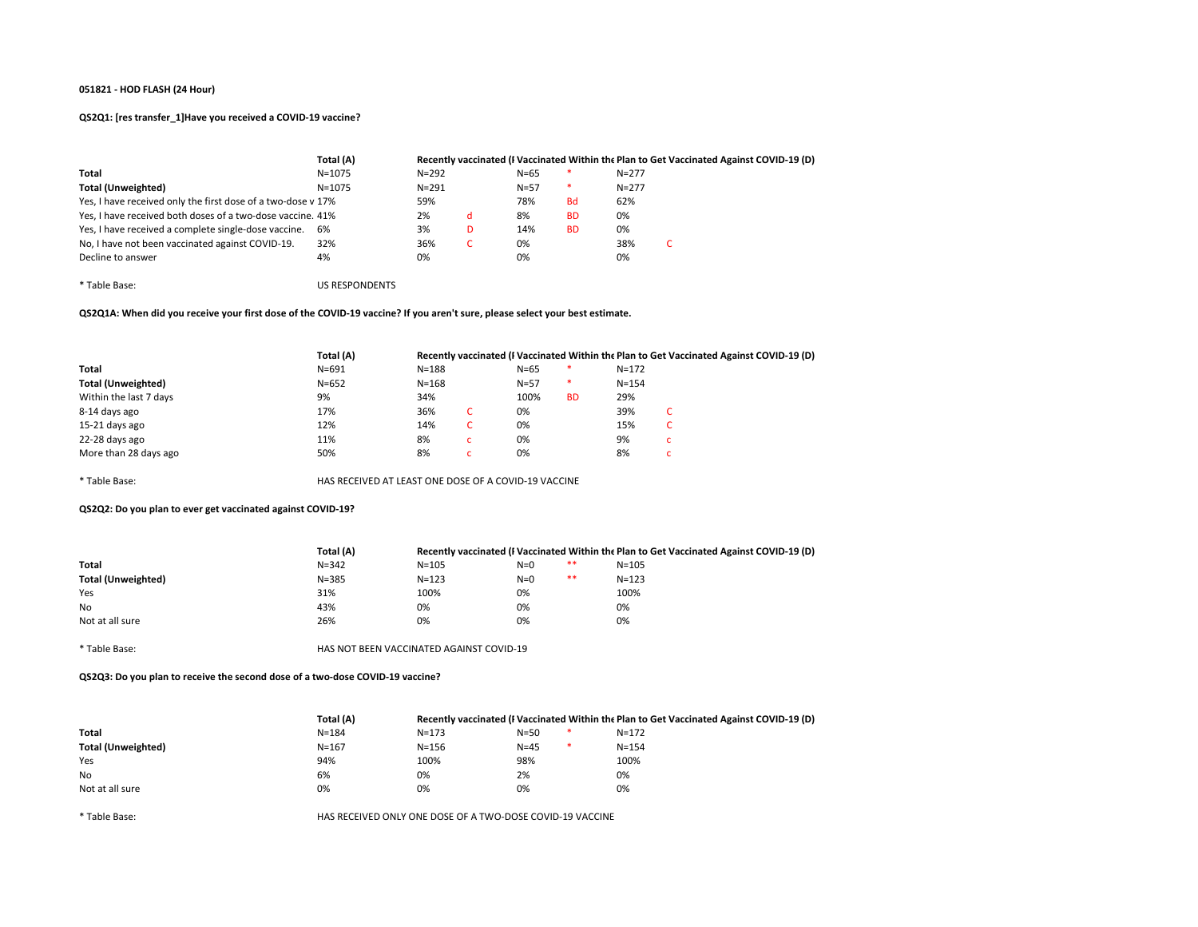**051821 - HOD FLASH (24 Hour)**

**QS2Q1: [res transfer_1]Have you received a COVID-19 vaccine?**

| | Total (A) | Recently vaccinated (I | | Vaccinated Within the | | Plan to Get Vaccinated Against COVID-19 (D) | |
|---|---|---|---|---|---|---|---|
| **Total** | N=1075 | N=292 | | N=65 | * | N=277 | |
| **Total (Unweighted)** | N=1075 | N=291 | | N=57 | * | N=277 | |
| Yes, I have received only the first dose of a two-dose v | 17% | 59% | | 78% | Bd | 62% | |
| Yes, I have received both doses of a two-dose vaccine. | 41% | 2% | d | 8% | BD | 0% | |
| Yes, I have received a complete single-dose vaccine. | 6% | 3% | D | 14% | BD | 0% | |
| No, I have not been vaccinated against COVID-19. | 32% | 36% | C | 0% | | 38% | C |
| Decline to answer | 4% | 0% | | 0% | | 0% | |

* Table Base: US RESPONDENTS

**QS2Q1A: When did you receive your first dose of the COVID-19 vaccine? If you aren't sure, please select your best estimate.**

| | Total (A) | Recently vaccinated (I | | Vaccinated Within the | | Plan to Get Vaccinated Against COVID-19 (D) | |
|---|---|---|---|---|---|---|---|
| **Total** | N=691 | N=188 | | N=65 | * | N=172 | |
| **Total (Unweighted)** | N=652 | N=168 | | N=57 | * | N=154 | |
| Within the last 7 days | 9% | 34% | | 100% | BD | 29% | |
| 8-14 days ago | 17% | 36% | C | 0% | | 39% | C |
| 15-21 days ago | 12% | 14% | C | 0% | | 15% | C |
| 22-28 days ago | 11% | 8% | c | 0% | | 9% | c |
| More than 28 days ago | 50% | 8% | c | 0% | | 8% | c |

* Table Base: HAS RECEIVED AT LEAST ONE DOSE OF A COVID-19 VACCINE

**QS2Q2: Do you plan to ever get vaccinated against COVID-19?**

| | Total (A) | Recently vaccinated (I | Vaccinated Within the | | Plan to Get Vaccinated Against COVID-19 (D) |
|---|---|---|---|---|---|
| **Total** | N=342 | N=105 | N=0 | ** | N=105 |
| **Total (Unweighted)** | N=385 | N=123 | N=0 | ** | N=123 |
| Yes | 31% | 100% | 0% | | 100% |
| No | 43% | 0% | 0% | | 0% |
| Not at all sure | 26% | 0% | 0% | | 0% |

* Table Base: HAS NOT BEEN VACCINATED AGAINST COVID-19

**QS2Q3: Do you plan to receive the second dose of a two-dose COVID-19 vaccine?**

| | Total (A) | Recently vaccinated (I | Vaccinated Within the | | Plan to Get Vaccinated Against COVID-19 (D) |
|---|---|---|---|---|---|
| **Total** | N=184 | N=173 | N=50 | * | N=172 |
| **Total (Unweighted)** | N=167 | N=156 | N=45 | * | N=154 |
| Yes | 94% | 100% | 98% | | 100% |
| No | 6% | 0% | 2% | | 0% |
| Not at all sure | 0% | 0% | 0% | | 0% |

* Table Base: HAS RECEIVED ONLY ONE DOSE OF A TWO-DOSE COVID-19 VACCINE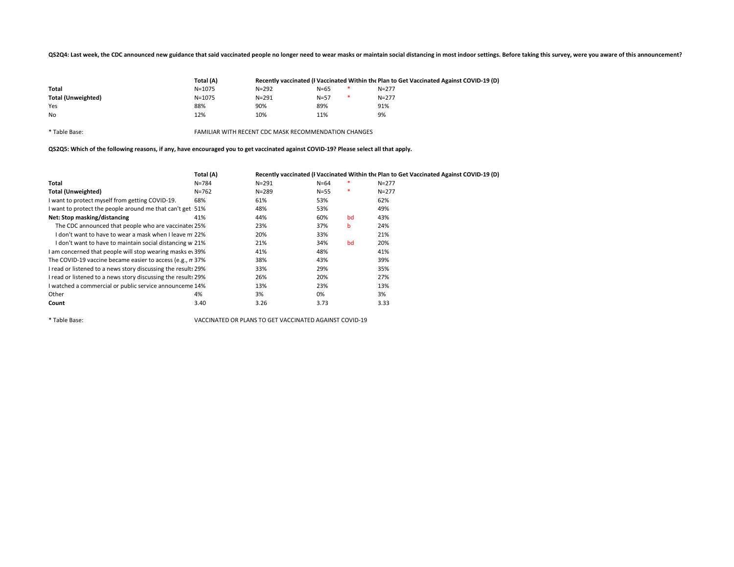**QS2Q4: Last week, the CDC announced new guidance that said vaccinated people no longer need to wear masks or maintain social distancing in most indoor settings. Before taking this survey, were you aware of this announcement?**

| | Total (A) | Recently vaccinated (I | Vaccinated Within the | | Plan to Get Vaccinated Against COVID-19 (D) |
|---|---|---|---|---|---|
| **Total** | N=1075 | N=292 | N=65 | * | N=277 |
| **Total (Unweighted)** | N=1075 | N=291 | N=57 | * | N=277 |
| Yes | 88% | 90% | 89% | | 91% |
| No | 12% | 10% | 11% | | 9% |

* Table Base: FAMILIAR WITH RECENT CDC MASK RECOMMENDATION CHANGES

**QS2Q5: Which of the following reasons, if any, have encouraged you to get vaccinated against COVID-19? Please select all that apply.**

| | Total (A) | Recently vaccinated (I | Vaccinated Within the | | Plan to Get Vaccinated Against COVID-19 (D) |
|---|---|---|---|---|---|
| **Total** | N=784 | N=291 | N=64 | * | N=277 |
| **Total (Unweighted)** | N=762 | N=289 | N=55 | * | N=277 |
| I want to protect myself from getting COVID-19. | 68% | 61% | 53% | | 62% |
| I want to protect the people around me that can't get | 51% | 48% | 53% | | 49% |
| **Net: Stop masking/distancing** | 41% | 44% | 60% | bd | 43% |
| The CDC announced that people who are vaccinated | 25% | 23% | 37% | b | 24% |
| I don't want to have to wear a mask when I leave m | 22% | 20% | 33% | | 21% |
| I don't want to have to maintain social distancing w | 21% | 21% | 34% | bd | 20% |
| I am concerned that people will stop wearing masks ev | 39% | 41% | 48% | | 41% |
| The COVID-19 vaccine became easier to access (e.g., m | 37% | 38% | 43% | | 39% |
| I read or listened to a news story discussing the results | 29% | 33% | 29% | | 35% |
| I read or listened to a news story discussing the results | 29% | 26% | 20% | | 27% |
| I watched a commercial or public service announceme | 14% | 13% | 23% | | 13% |
| Other | 4% | 3% | 0% | | 3% |
| **Count** | 3.40 | 3.26 | 3.73 | | 3.33 |

* Table Base: VACCINATED OR PLANS TO GET VACCINATED AGAINST COVID-19